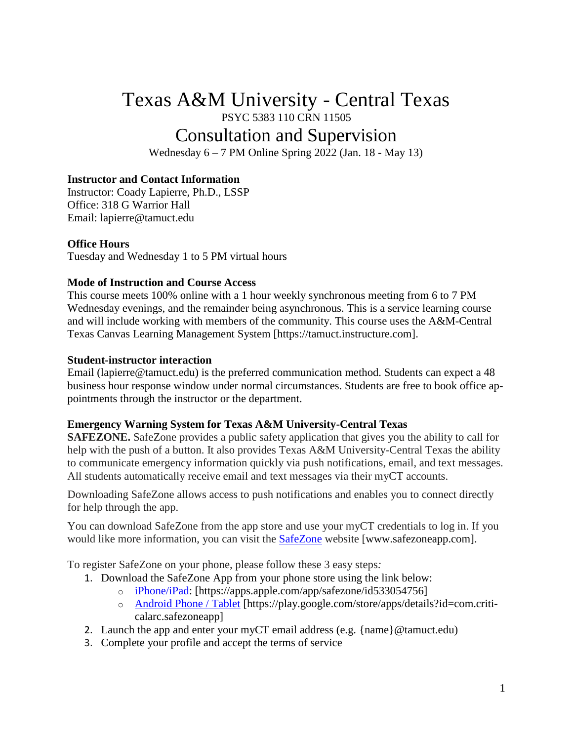# Texas A&M University - Central Texas

PSYC 5383 110 CRN 11505

## Consultation and Supervision

Wednesday 6 – 7 PM Online Spring 2022 (Jan. 18 - May 13)

**Instructor and Contact Information**
Instructor: Coady Lapierre, Ph.D., LSSP
Office: 318 G Warrior Hall
Email: lapierre@tamuct.edu

**Office Hours**
Tuesday and Wednesday 1 to 5 PM virtual hours

**Mode of Instruction and Course Access**
This course meets 100% online with a 1 hour weekly synchronous meeting from 6 to 7 PM Wednesday evenings, and the remainder being asynchronous. This is a service learning course and will include working with members of the community. This course uses the A&M-Central Texas Canvas Learning Management System [https://tamuct.instructure.com].

**Student-instructor interaction**
Email (lapierre@tamuct.edu) is the preferred communication method. Students can expect a 48 business hour response window under normal circumstances. Students are free to book office appointments through the instructor or the department.

**Emergency Warning System for Texas A&M University-Central Texas**
**SAFEZONE.** SafeZone provides a public safety application that gives you the ability to call for help with the push of a button. It also provides Texas A&M University-Central Texas the ability to communicate emergency information quickly via push notifications, email, and text messages. All students automatically receive email and text messages via their myCT accounts.

Downloading SafeZone allows access to push notifications and enables you to connect directly for help through the app.

You can download SafeZone from the app store and use your myCT credentials to log in. If you would like more information, you can visit the SafeZone website [www.safezoneapp.com].

To register SafeZone on your phone, please follow these 3 easy steps:

1. Download the SafeZone App from your phone store using the link below:
   - iPhone/iPad: [https://apps.apple.com/app/safezone/id533054756]
   - Android Phone / Tablet [https://play.google.com/store/apps/details?id=com.criticalarc.safezoneapp]
2. Launch the app and enter your myCT email address (e.g. {name}@tamuct.edu)
3. Complete your profile and accept the terms of service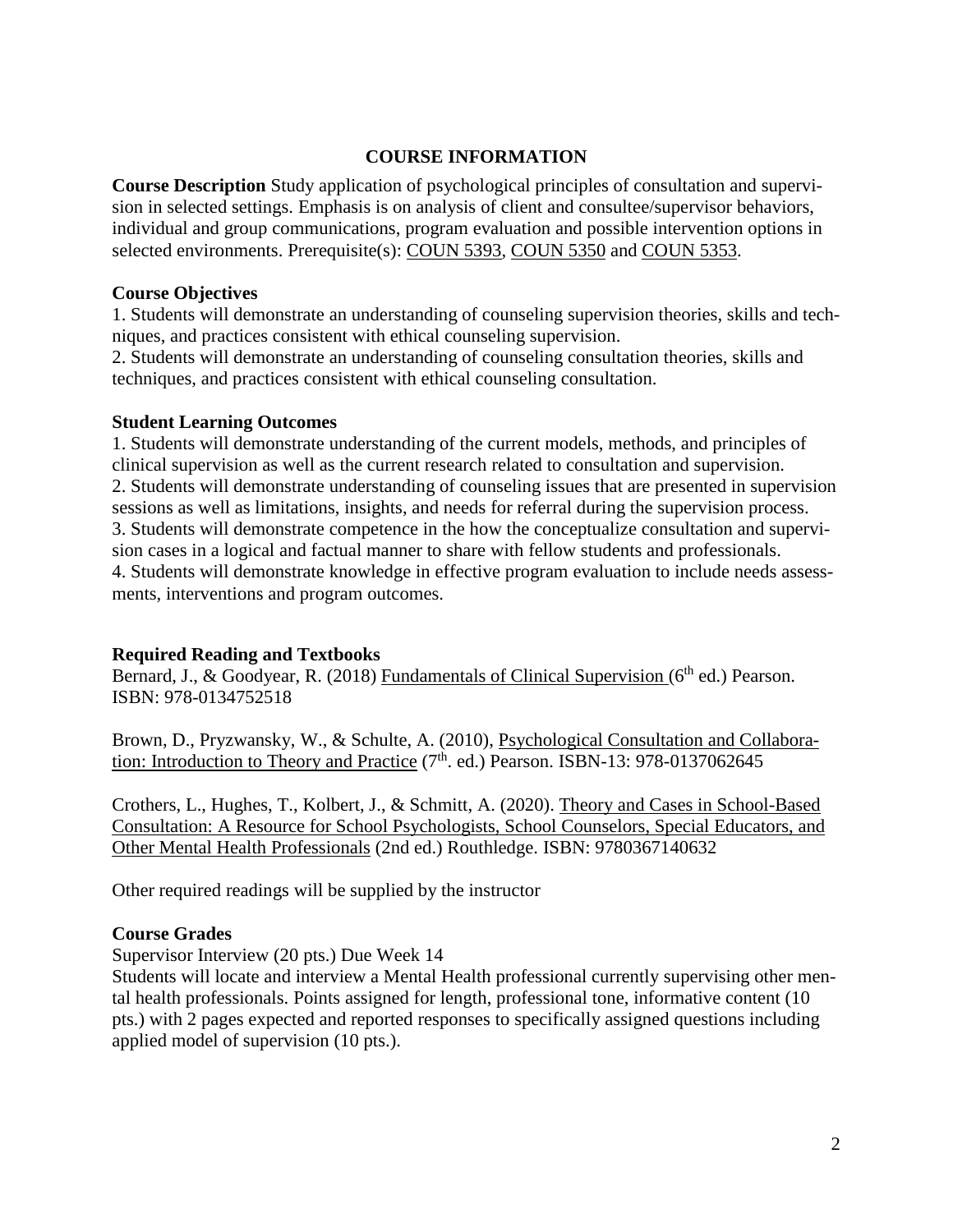## COURSE INFORMATION

**Course Description** Study application of psychological principles of consultation and supervision in selected settings. Emphasis is on analysis of client and consultee/supervisor behaviors, individual and group communications, program evaluation and possible intervention options in selected environments. Prerequisite(s): COUN 5393, COUN 5350 and COUN 5353.

**Course Objectives**

1. Students will demonstrate an understanding of counseling supervision theories, skills and techniques, and practices consistent with ethical counseling supervision.
2. Students will demonstrate an understanding of counseling consultation theories, skills and techniques, and practices consistent with ethical counseling consultation.

**Student Learning Outcomes**

1. Students will demonstrate understanding of the current models, methods, and principles of clinical supervision as well as the current research related to consultation and supervision.
2. Students will demonstrate understanding of counseling issues that are presented in supervision sessions as well as limitations, insights, and needs for referral during the supervision process.
3. Students will demonstrate competence in the how the conceptualize consultation and supervision cases in a logical and factual manner to share with fellow students and professionals.
4. Students will demonstrate knowledge in effective program evaluation to include needs assessments, interventions and program outcomes.

**Required Reading and Textbooks**

Bernard, J., & Goodyear, R. (2018) Fundamentals of Clinical Supervision (6th ed.) Pearson. ISBN: 978-0134752518

Brown, D., Pryzwansky, W., & Schulte, A. (2010), Psychological Consultation and Collaboration: Introduction to Theory and Practice (7th. ed.) Pearson. ISBN-13: 978-0137062645

Crothers, L., Hughes, T., Kolbert, J., & Schmitt, A. (2020). Theory and Cases in School-Based Consultation: A Resource for School Psychologists, School Counselors, Special Educators, and Other Mental Health Professionals (2nd ed.) Routhledge. ISBN: 9780367140632

Other required readings will be supplied by the instructor

**Course Grades**

Supervisor Interview (20 pts.) Due Week 14

Students will locate and interview a Mental Health professional currently supervising other mental health professionals. Points assigned for length, professional tone, informative content (10 pts.) with 2 pages expected and reported responses to specifically assigned questions including applied model of supervision (10 pts.).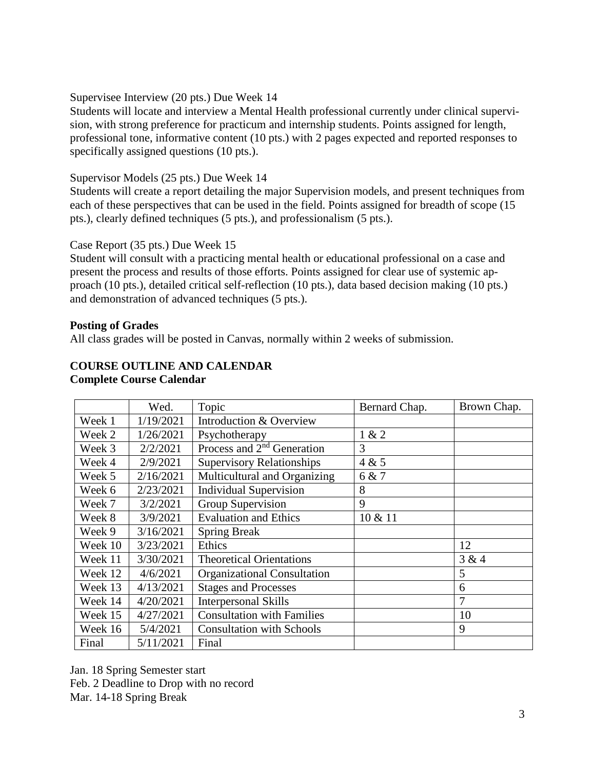Supervisee Interview (20 pts.) Due Week 14

Students will locate and interview a Mental Health professional currently under clinical supervision, with strong preference for practicum and internship students. Points assigned for length, professional tone, informative content (10 pts.) with 2 pages expected and reported responses to specifically assigned questions (10 pts.).

Supervisor Models (25 pts.) Due Week 14

Students will create a report detailing the major Supervision models, and present techniques from each of these perspectives that can be used in the field. Points assigned for breadth of scope (15 pts.), clearly defined techniques (5 pts.), and professionalism (5 pts.).

Case Report (35 pts.) Due Week 15

Student will consult with a practicing mental health or educational professional on a case and present the process and results of those efforts. Points assigned for clear use of systemic approach (10 pts.), detailed critical self-reflection (10 pts.), data based decision making (10 pts.) and demonstration of advanced techniques (5 pts.).

**Posting of Grades**

All class grades will be posted in Canvas, normally within 2 weeks of submission.

**COURSE OUTLINE AND CALENDAR**
**Complete Course Calendar**

| | Wed. | Topic | Bernard Chap. | Brown Chap. |
|---|---|---|---|---|
| Week 1 | 1/19/2021 | Introduction & Overview | | |
| Week 2 | 1/26/2021 | Psychotherapy | 1 & 2 | |
| Week 3 | 2/2/2021 | Process and 2nd Generation | 3 | |
| Week 4 | 2/9/2021 | Supervisory Relationships | 4 & 5 | |
| Week 5 | 2/16/2021 | Multicultural and Organizing | 6 & 7 | |
| Week 6 | 2/23/2021 | Individual Supervision | 8 | |
| Week 7 | 3/2/2021 | Group Supervision | 9 | |
| Week 8 | 3/9/2021 | Evaluation and Ethics | 10 & 11 | |
| Week 9 | 3/16/2021 | Spring Break | | |
| Week 10 | 3/23/2021 | Ethics | | 12 |
| Week 11 | 3/30/2021 | Theoretical Orientations | | 3 & 4 |
| Week 12 | 4/6/2021 | Organizational Consultation | | 5 |
| Week 13 | 4/13/2021 | Stages and Processes | | 6 |
| Week 14 | 4/20/2021 | Interpersonal Skills | | 7 |
| Week 15 | 4/27/2021 | Consultation with Families | | 10 |
| Week 16 | 5/4/2021 | Consultation with Schools | | 9 |
| Final | 5/11/2021 | Final | | |

Jan. 18 Spring Semester start
Feb. 2 Deadline to Drop with no record
Mar. 14-18 Spring Break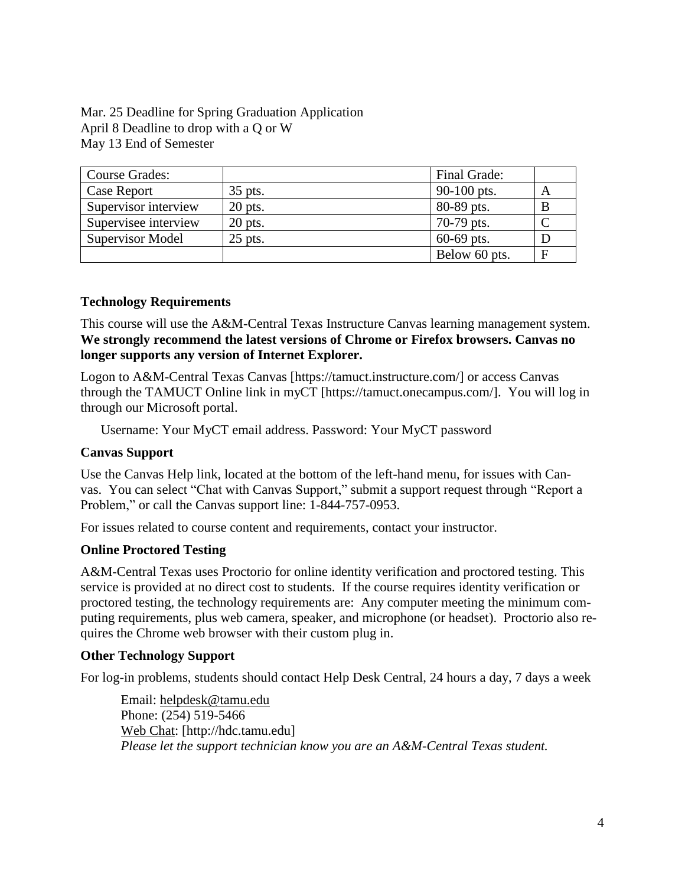Mar. 25 Deadline for Spring Graduation Application
April 8 Deadline to drop with a Q or W
May 13 End of Semester

| Course Grades: | | Final Grade: | |
|---|---|---|---|
| Case Report | 35 pts. | 90-100 pts. | A |
| Supervisor interview | 20 pts. | 80-89 pts. | B |
| Supervisee interview | 20 pts. | 70-79 pts. | C |
| Supervisor Model | 25 pts. | 60-69 pts. | D |
| | | Below 60 pts. | F |

### Technology Requirements

This course will use the A&M-Central Texas Instructure Canvas learning management system. **We strongly recommend the latest versions of Chrome or Firefox browsers. Canvas no longer supports any version of Internet Explorer.**

Logon to A&M-Central Texas Canvas [https://tamuct.instructure.com/] or access Canvas through the TAMUCT Online link in myCT [https://tamuct.onecampus.com/]. You will log in through our Microsoft portal.

Username: Your MyCT email address. Password: Your MyCT password

### Canvas Support

Use the Canvas Help link, located at the bottom of the left-hand menu, for issues with Canvas. You can select "Chat with Canvas Support," submit a support request through "Report a Problem," or call the Canvas support line: 1-844-757-0953.

For issues related to course content and requirements, contact your instructor.

### Online Proctored Testing

A&M-Central Texas uses Proctorio for online identity verification and proctored testing. This service is provided at no direct cost to students. If the course requires identity verification or proctored testing, the technology requirements are: Any computer meeting the minimum computing requirements, plus web camera, speaker, and microphone (or headset). Proctorio also requires the Chrome web browser with their custom plug in.

### Other Technology Support

For log-in problems, students should contact Help Desk Central, 24 hours a day, 7 days a week

Email: helpdesk@tamu.edu
Phone: (254) 519-5466
Web Chat: [http://hdc.tamu.edu]
*Please let the support technician know you are an A&M-Central Texas student.*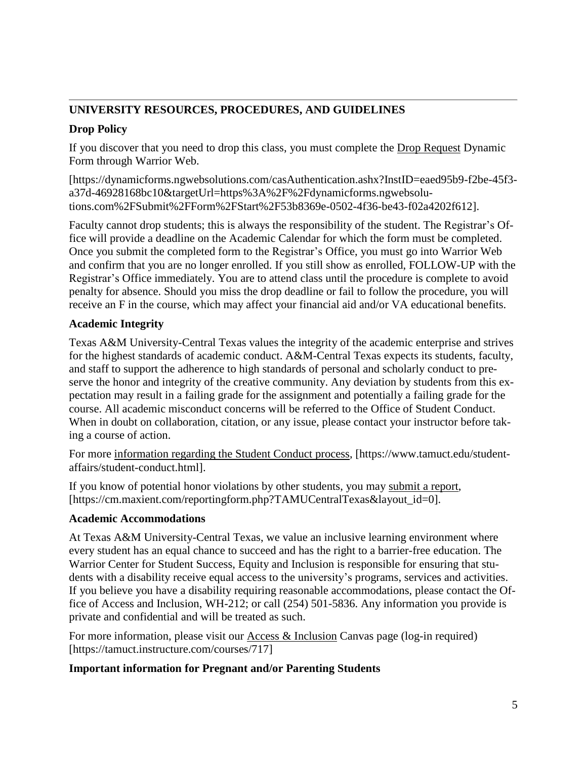## UNIVERSITY RESOURCES, PROCEDURES, AND GUIDELINES

### Drop Policy

If you discover that you need to drop this class, you must complete the Drop Request Dynamic Form through Warrior Web.

[https://dynamicforms.ngwebsolutions.com/casAuthentication.ashx?InstID=eaed95b9-f2be-45f3-a37d-46928168bc10&targetUrl=https%3A%2F%2Fdynamicforms.ngwebsolutions.com%2FSubmit%2FForm%2FStart%2F53b8369e-0502-4f36-be43-f02a4202f612].

Faculty cannot drop students; this is always the responsibility of the student. The Registrar's Office will provide a deadline on the Academic Calendar for which the form must be completed. Once you submit the completed form to the Registrar's Office, you must go into Warrior Web and confirm that you are no longer enrolled. If you still show as enrolled, FOLLOW-UP with the Registrar's Office immediately. You are to attend class until the procedure is complete to avoid penalty for absence. Should you miss the drop deadline or fail to follow the procedure, you will receive an F in the course, which may affect your financial aid and/or VA educational benefits.

### Academic Integrity

Texas A&M University-Central Texas values the integrity of the academic enterprise and strives for the highest standards of academic conduct. A&M-Central Texas expects its students, faculty, and staff to support the adherence to high standards of personal and scholarly conduct to preserve the honor and integrity of the creative community. Any deviation by students from this expectation may result in a failing grade for the assignment and potentially a failing grade for the course. All academic misconduct concerns will be referred to the Office of Student Conduct. When in doubt on collaboration, citation, or any issue, please contact your instructor before taking a course of action.

For more information regarding the Student Conduct process, [https://www.tamuct.edu/student-affairs/student-conduct.html].

If you know of potential honor violations by other students, you may submit a report, [https://cm.maxient.com/reportingform.php?TAMUCentralTexas&layout_id=0].

### Academic Accommodations

At Texas A&M University-Central Texas, we value an inclusive learning environment where every student has an equal chance to succeed and has the right to a barrier-free education. The Warrior Center for Student Success, Equity and Inclusion is responsible for ensuring that students with a disability receive equal access to the university's programs, services and activities. If you believe you have a disability requiring reasonable accommodations, please contact the Office of Access and Inclusion, WH-212; or call (254) 501-5836. Any information you provide is private and confidential and will be treated as such.

For more information, please visit our Access & Inclusion Canvas page (log-in required) [https://tamuct.instructure.com/courses/717]

### Important information for Pregnant and/or Parenting Students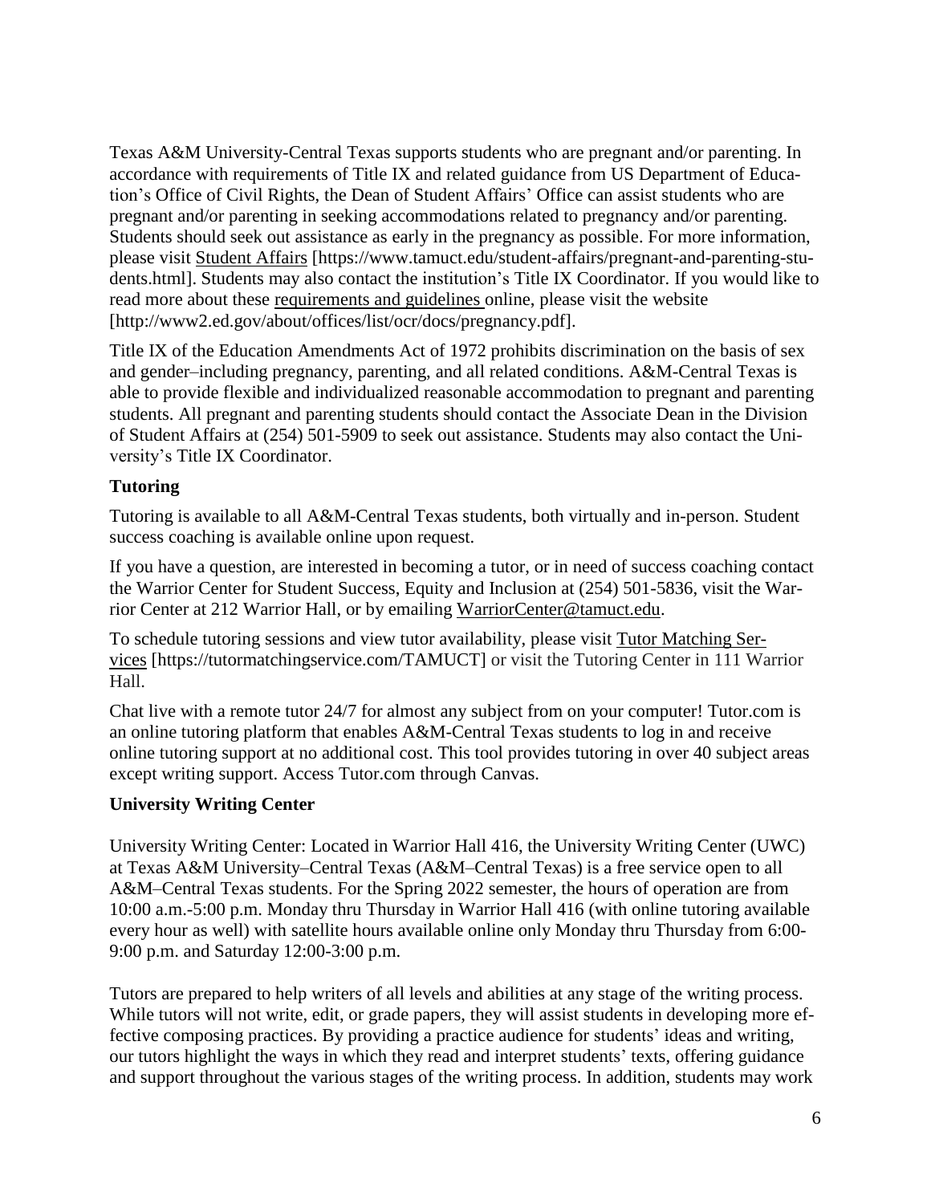Texas A&M University-Central Texas supports students who are pregnant and/or parenting. In accordance with requirements of Title IX and related guidance from US Department of Education's Office of Civil Rights, the Dean of Student Affairs' Office can assist students who are pregnant and/or parenting in seeking accommodations related to pregnancy and/or parenting. Students should seek out assistance as early in the pregnancy as possible. For more information, please visit Student Affairs [https://www.tamuct.edu/student-affairs/pregnant-and-parenting-students.html]. Students may also contact the institution's Title IX Coordinator. If you would like to read more about these requirements and guidelines online, please visit the website [http://www2.ed.gov/about/offices/list/ocr/docs/pregnancy.pdf].

Title IX of the Education Amendments Act of 1972 prohibits discrimination on the basis of sex and gender–including pregnancy, parenting, and all related conditions. A&M-Central Texas is able to provide flexible and individualized reasonable accommodation to pregnant and parenting students. All pregnant and parenting students should contact the Associate Dean in the Division of Student Affairs at (254) 501-5909 to seek out assistance. Students may also contact the University's Title IX Coordinator.

**Tutoring**

Tutoring is available to all A&M-Central Texas students, both virtually and in-person. Student success coaching is available online upon request.

If you have a question, are interested in becoming a tutor, or in need of success coaching contact the Warrior Center for Student Success, Equity and Inclusion at (254) 501-5836, visit the Warrior Center at 212 Warrior Hall, or by emailing WarriorCenter@tamuct.edu.

To schedule tutoring sessions and view tutor availability, please visit Tutor Matching Services [https://tutormatchingservice.com/TAMUCT] or visit the Tutoring Center in 111 Warrior Hall.

Chat live with a remote tutor 24/7 for almost any subject from on your computer! Tutor.com is an online tutoring platform that enables A&M-Central Texas students to log in and receive online tutoring support at no additional cost. This tool provides tutoring in over 40 subject areas except writing support. Access Tutor.com through Canvas.

**University Writing Center**

University Writing Center: Located in Warrior Hall 416, the University Writing Center (UWC) at Texas A&M University–Central Texas (A&M–Central Texas) is a free service open to all A&M–Central Texas students. For the Spring 2022 semester, the hours of operation are from 10:00 a.m.-5:00 p.m. Monday thru Thursday in Warrior Hall 416 (with online tutoring available every hour as well) with satellite hours available online only Monday thru Thursday from 6:00-9:00 p.m. and Saturday 12:00-3:00 p.m.

Tutors are prepared to help writers of all levels and abilities at any stage of the writing process. While tutors will not write, edit, or grade papers, they will assist students in developing more effective composing practices. By providing a practice audience for students' ideas and writing, our tutors highlight the ways in which they read and interpret students' texts, offering guidance and support throughout the various stages of the writing process. In addition, students may work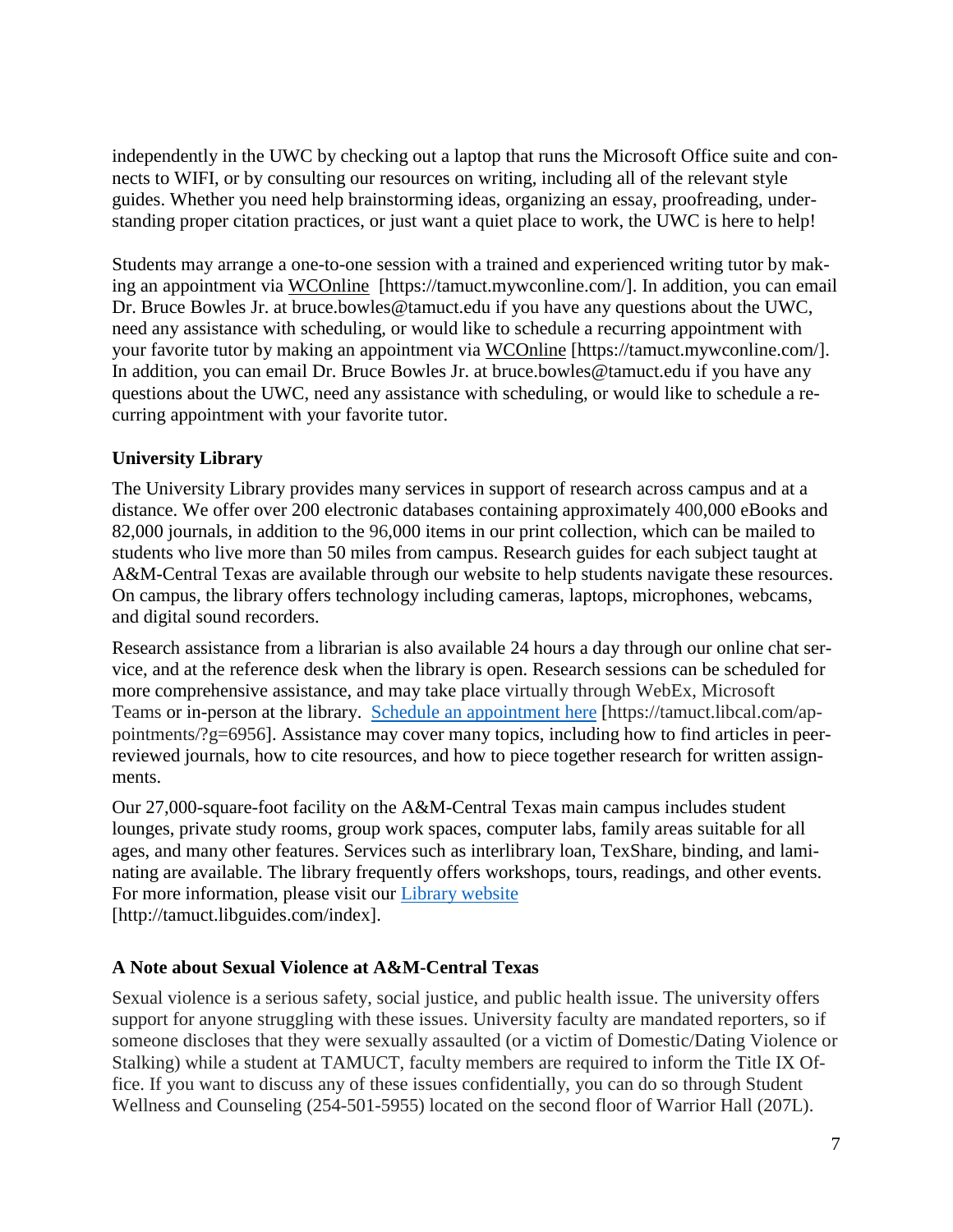independently in the UWC by checking out a laptop that runs the Microsoft Office suite and connects to WIFI, or by consulting our resources on writing, including all of the relevant style guides. Whether you need help brainstorming ideas, organizing an essay, proofreading, understanding proper citation practices, or just want a quiet place to work, the UWC is here to help!

Students may arrange a one-to-one session with a trained and experienced writing tutor by making an appointment via WCOnline [https://tamuct.mywconline.com/]. In addition, you can email Dr. Bruce Bowles Jr. at bruce.bowles@tamuct.edu if you have any questions about the UWC, need any assistance with scheduling, or would like to schedule a recurring appointment with your favorite tutor by making an appointment via WCOnline [https://tamuct.mywconline.com/]. In addition, you can email Dr. Bruce Bowles Jr. at bruce.bowles@tamuct.edu if you have any questions about the UWC, need any assistance with scheduling, or would like to schedule a recurring appointment with your favorite tutor.

### University Library

The University Library provides many services in support of research across campus and at a distance. We offer over 200 electronic databases containing approximately 400,000 eBooks and 82,000 journals, in addition to the 96,000 items in our print collection, which can be mailed to students who live more than 50 miles from campus. Research guides for each subject taught at A&M-Central Texas are available through our website to help students navigate these resources. On campus, the library offers technology including cameras, laptops, microphones, webcams, and digital sound recorders.

Research assistance from a librarian is also available 24 hours a day through our online chat service, and at the reference desk when the library is open. Research sessions can be scheduled for more comprehensive assistance, and may take place virtually through WebEx, Microsoft Teams or in-person at the library. Schedule an appointment here [https://tamuct.libcal.com/appointments/?g=6956]. Assistance may cover many topics, including how to find articles in peer-reviewed journals, how to cite resources, and how to piece together research for written assignments.

Our 27,000-square-foot facility on the A&M-Central Texas main campus includes student lounges, private study rooms, group work spaces, computer labs, family areas suitable for all ages, and many other features. Services such as interlibrary loan, TexShare, binding, and laminating are available. The library frequently offers workshops, tours, readings, and other events. For more information, please visit our Library website [http://tamuct.libguides.com/index].

### A Note about Sexual Violence at A&M-Central Texas

Sexual violence is a serious safety, social justice, and public health issue. The university offers support for anyone struggling with these issues. University faculty are mandated reporters, so if someone discloses that they were sexually assaulted (or a victim of Domestic/Dating Violence or Stalking) while a student at TAMUCT, faculty members are required to inform the Title IX Office. If you want to discuss any of these issues confidentially, you can do so through Student Wellness and Counseling (254-501-5955) located on the second floor of Warrior Hall (207L).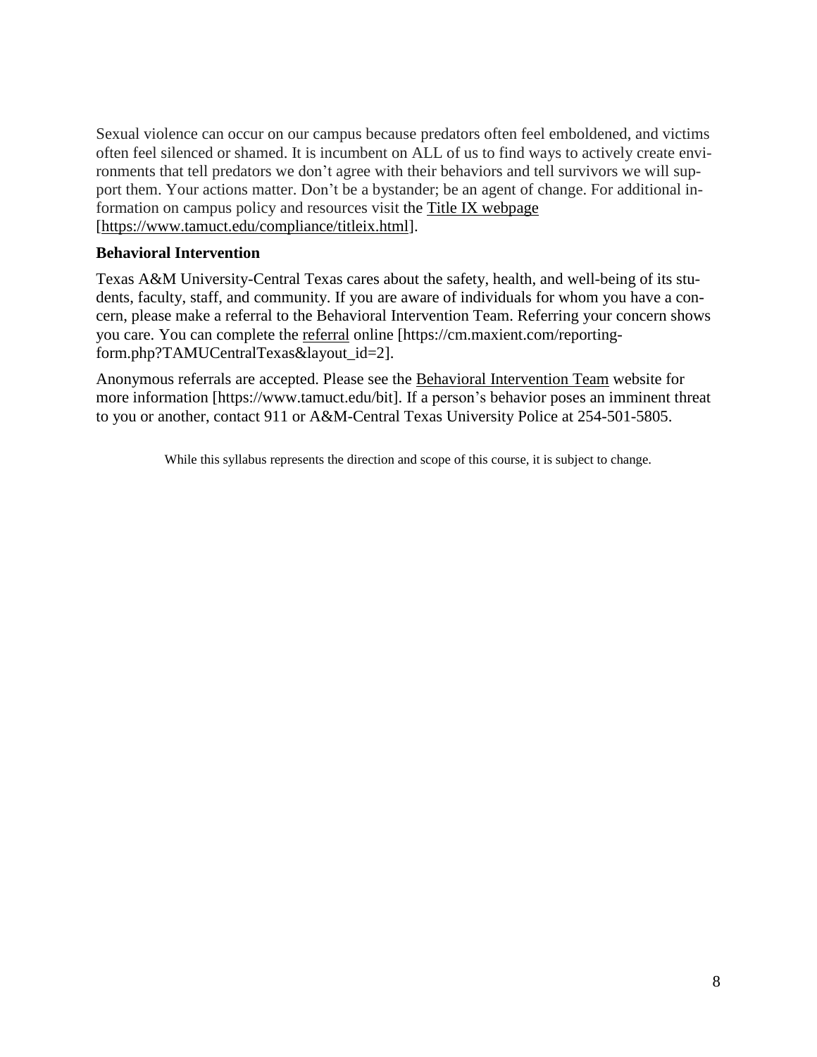Sexual violence can occur on our campus because predators often feel emboldened, and victims often feel silenced or shamed. It is incumbent on ALL of us to find ways to actively create environments that tell predators we don't agree with their behaviors and tell survivors we will support them. Your actions matter. Don't be a bystander; be an agent of change. For additional information on campus policy and resources visit the Title IX webpage [https://www.tamuct.edu/compliance/titleix.html].

**Behavioral Intervention**

Texas A&M University-Central Texas cares about the safety, health, and well-being of its students, faculty, staff, and community. If you are aware of individuals for whom you have a concern, please make a referral to the Behavioral Intervention Team. Referring your concern shows you care. You can complete the referral online [https://cm.maxient.com/reportingform.php?TAMUCentralTexas&layout_id=2].

Anonymous referrals are accepted. Please see the Behavioral Intervention Team website for more information [https://www.tamuct.edu/bit]. If a person's behavior poses an imminent threat to you or another, contact 911 or A&M-Central Texas University Police at 254-501-5805.

While this syllabus represents the direction and scope of this course, it is subject to change.